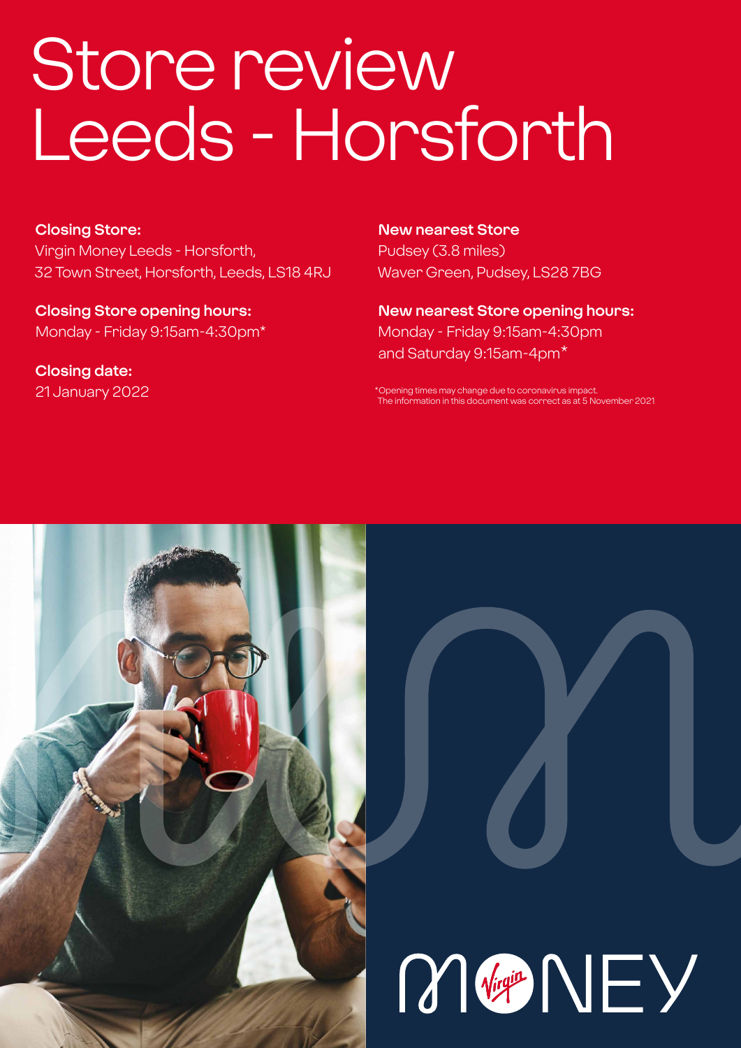# Store review Leeds - Horsforth

**Closing Store:**
Virgin Money Leeds - Horsforth,
32 Town Street, Horsforth, Leeds, LS18 4RJ

**Closing Store opening hours:**
Monday - Friday 9:15am-4:30pm*

**Closing date:**
21 January 2022

**New nearest Store**
Pudsey (3.8 miles)
Waver Green, Pudsey, LS28 7BG

**New nearest Store opening hours:**
Monday - Friday 9:15am-4:30pm
and Saturday 9:15am-4pm*

*Opening times may change due to coronavirus impact.
The information in this document was correct as at 5 November 2021

MONEY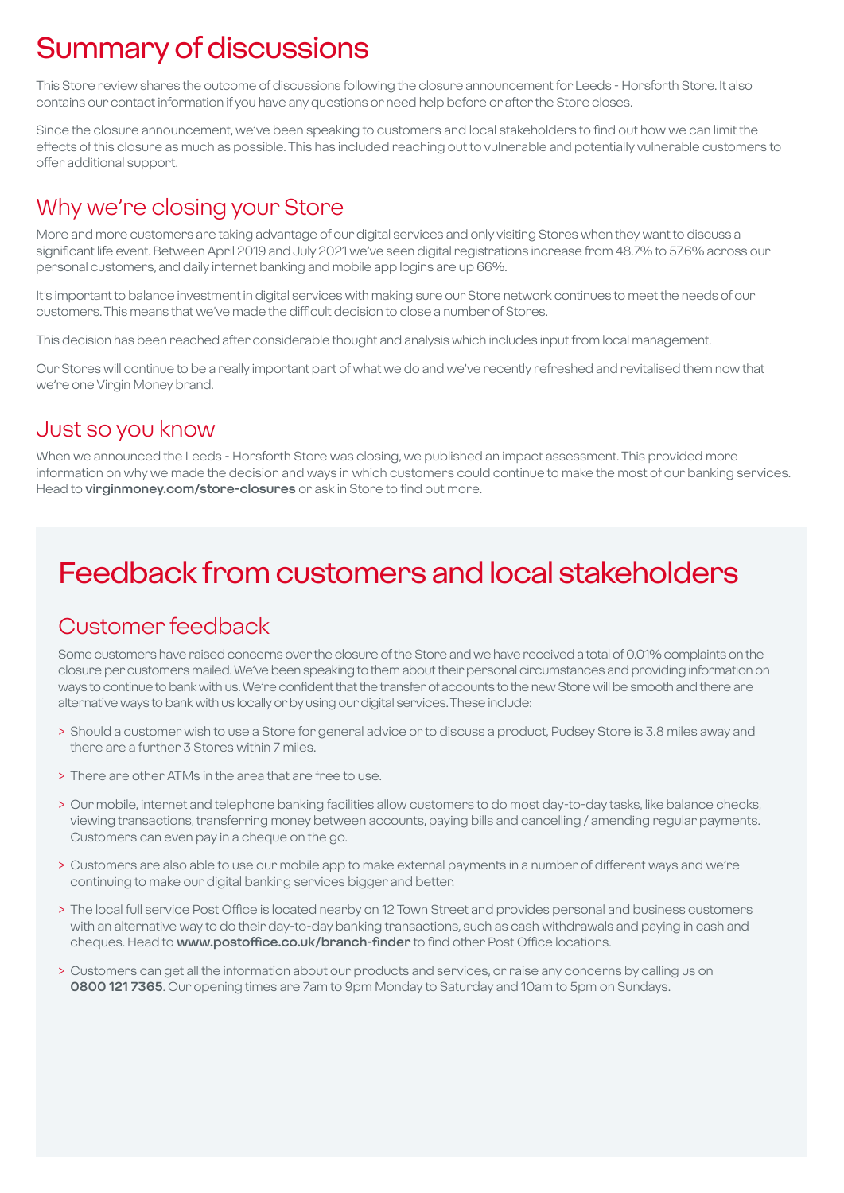# Summary of discussions

This Store review shares the outcome of discussions following the closure announcement for Leeds - Horsforth Store. It also contains our contact information if you have any questions or need help before or after the Store closes.

Since the closure announcement, we've been speaking to customers and local stakeholders to find out how we can limit the effects of this closure as much as possible. This has included reaching out to vulnerable and potentially vulnerable customers to offer additional support.

## Why we're closing your Store

More and more customers are taking advantage of our digital services and only visiting Stores when they want to discuss a significant life event. Between April 2019 and July 2021 we've seen digital registrations increase from 48.7% to 57.6% across our personal customers, and daily internet banking and mobile app logins are up 66%.

It's important to balance investment in digital services with making sure our Store network continues to meet the needs of our customers. This means that we've made the difficult decision to close a number of Stores.

This decision has been reached after considerable thought and analysis which includes input from local management.

Our Stores will continue to be a really important part of what we do and we've recently refreshed and revitalised them now that we're one Virgin Money brand.

## Just so you know

When we announced the Leeds - Horsforth Store was closing, we published an impact assessment. This provided more information on why we made the decision and ways in which customers could continue to make the most of our banking services. Head to **virginmoney.com/store-closures** or ask in Store to find out more.

# Feedback from customers and local stakeholders

## Customer feedback

Some customers have raised concerns over the closure of the Store and we have received a total of 0.01% complaints on the closure per customers mailed. We've been speaking to them about their personal circumstances and providing information on ways to continue to bank with us. We're confident that the transfer of accounts to the new Store will be smooth and there are alternative ways to bank with us locally or by using our digital services. These include:

> Should a customer wish to use a Store for general advice or to discuss a product, Pudsey Store is 3.8 miles away and there are a further 3 Stores within 7 miles.

> There are other ATMs in the area that are free to use.

> Our mobile, internet and telephone banking facilities allow customers to do most day-to-day tasks, like balance checks, viewing transactions, transferring money between accounts, paying bills and cancelling / amending regular payments. Customers can even pay in a cheque on the go.

> Customers are also able to use our mobile app to make external payments in a number of different ways and we're continuing to make our digital banking services bigger and better.

> The local full service Post Office is located nearby on 12 Town Street and provides personal and business customers with an alternative way to do their day-to-day banking transactions, such as cash withdrawals and paying in cash and cheques. Head to **www.postoffice.co.uk/branch-finder** to find other Post Office locations.

> Customers can get all the information about our products and services, or raise any concerns by calling us on **0800 121 7365**. Our opening times are 7am to 9pm Monday to Saturday and 10am to 5pm on Sundays.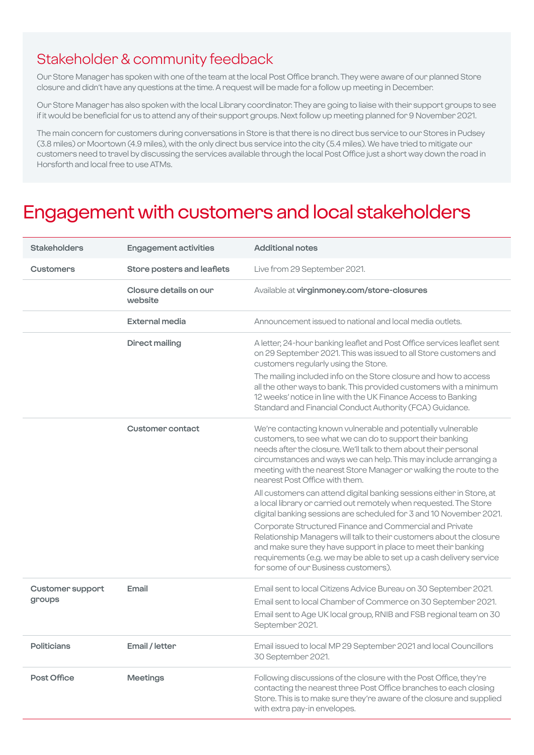## Stakeholder & community feedback

Our Store Manager has spoken with one of the team at the local Post Office branch. They were aware of our planned Store closure and didn't have any questions at the time. A request will be made for a follow up meeting in December.

Our Store Manager has also spoken with the local Library coordinator. They are going to liaise with their support groups to see if it would be beneficial for us to attend any of their support groups. Next follow up meeting planned for 9 November 2021.

The main concern for customers during conversations in Store is that there is no direct bus service to our Stores in Pudsey (3.8 miles) or Moortown (4.9 miles), with the only direct bus service into the city (5.4 miles). We have tried to mitigate our customers need to travel by discussing the services available through the local Post Office just a short way down the road in Horsforth and local free to use ATMs.

# Engagement with customers and local stakeholders

| Stakeholders | Engagement activities | Additional notes |
|---|---|---|
| **Customers** | **Store posters and leaflets** | Live from 29 September 2021. |
| | **Closure details on our website** | Available at **virginmoney.com/store-closures** |
| | **External media** | Announcement issued to national and local media outlets. |
| | **Direct mailing** | A letter, 24-hour banking leaflet and Post Office services leaflet sent on 29 September 2021. This was issued to all Store customers and customers regularly using the Store.<br>The mailing included info on the Store closure and how to access all the other ways to bank. This provided customers with a minimum 12 weeks' notice in line with the UK Finance Access to Banking Standard and Financial Conduct Authority (FCA) Guidance. |
| | **Customer contact** | We're contacting known vulnerable and potentially vulnerable customers, to see what we can do to support their banking needs after the closure. We'll talk to them about their personal circumstances and ways we can help. This may include arranging a meeting with the nearest Store Manager or walking the route to the nearest Post Office with them.<br>All customers can attend digital banking sessions either in Store, at a local library or carried out remotely when requested. The Store digital banking sessions are scheduled for 3 and 10 November 2021.<br>Corporate Structured Finance and Commercial and Private Relationship Managers will talk to their customers about the closure and make sure they have support in place to meet their banking requirements (e.g. we may be able to set up a cash delivery service for some of our Business customers). |
| **Customer support groups** | **Email** | Email sent to local Citizens Advice Bureau on 30 September 2021.<br>Email sent to local Chamber of Commerce on 30 September 2021.<br>Email sent to Age UK local group, RNIB and FSB regional team on 30 September 2021. |
| **Politicians** | **Email / letter** | Email issued to local MP 29 September 2021 and local Councillors 30 September 2021. |
| **Post Office** | **Meetings** | Following discussions of the closure with the Post Office, they're contacting the nearest three Post Office branches to each closing Store. This is to make sure they're aware of the closure and supplied with extra pay-in envelopes. |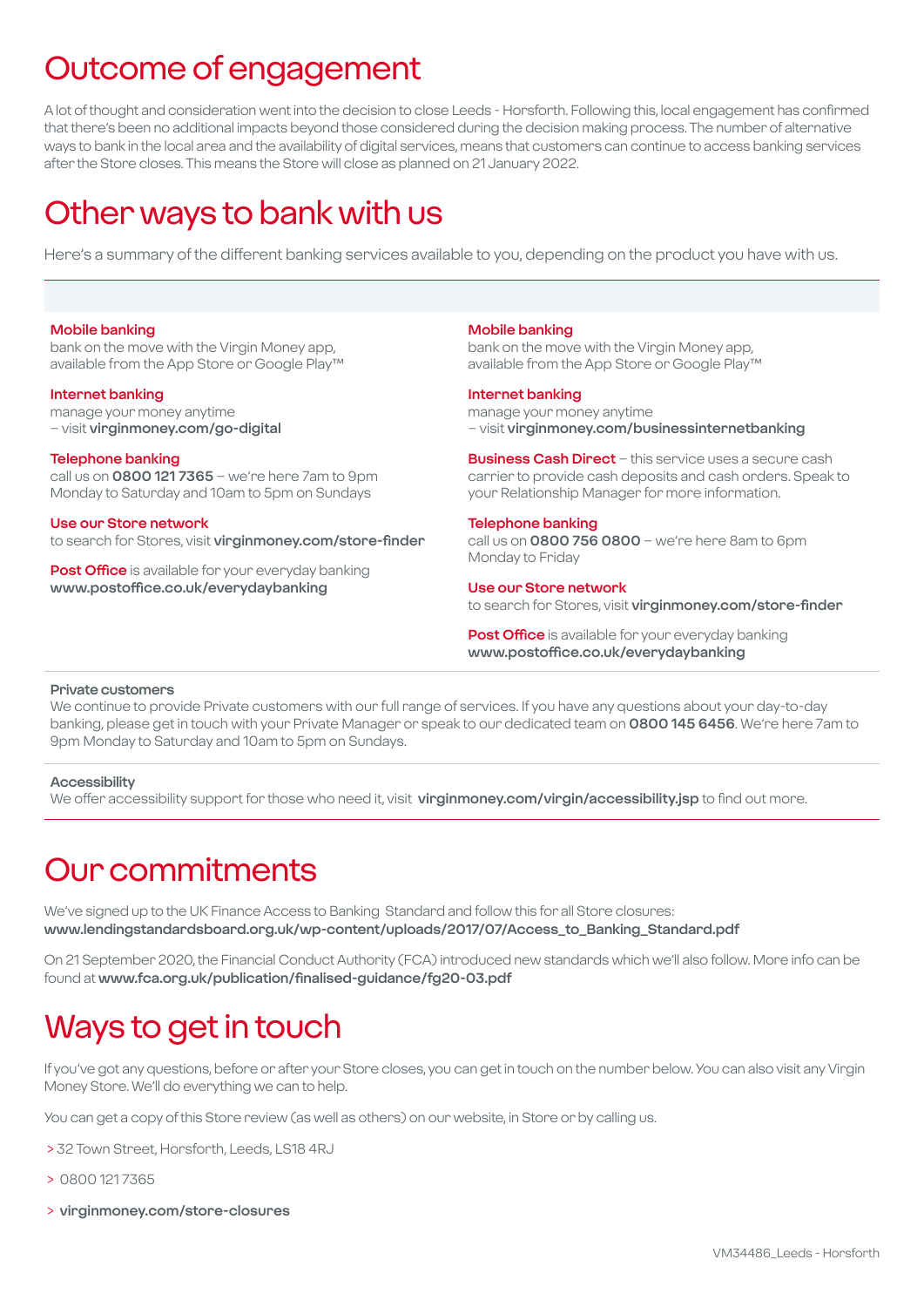# Outcome of engagement

A lot of thought and consideration went into the decision to close Leeds - Horsforth. Following this, local engagement has confirmed that there's been no additional impacts beyond those considered during the decision making process. The number of alternative ways to bank in the local area and the availability of digital services, means that customers can continue to access banking services after the Store closes. This means the Store will close as planned on 21 January 2022.

# Other ways to bank with us

Here's a summary of the different banking services available to you, depending on the product you have with us.

**Mobile banking**
bank on the move with the Virgin Money app, available from the App Store or Google Play™

**Internet banking**
manage your money anytime
– visit **virginmoney.com/go-digital**

**Telephone banking**
call us on **0800 121 7365** – we're here 7am to 9pm Monday to Saturday and 10am to 5pm on Sundays

**Use our Store network**
to search for Stores, visit **virginmoney.com/store-finder**

**Post Office** is available for your everyday banking
**www.postoffice.co.uk/everydaybanking**

**Mobile banking**
bank on the move with the Virgin Money app, available from the App Store or Google Play™

**Internet banking**
manage your money anytime
– visit **virginmoney.com/businessinternetbanking**

**Business Cash Direct** – this service uses a secure cash carrier to provide cash deposits and cash orders. Speak to your Relationship Manager for more information.

**Telephone banking**
call us on **0800 756 0800** – we're here 8am to 6pm Monday to Friday

**Use our Store network**
to search for Stores, visit **virginmoney.com/store-finder**

**Post Office** is available for your everyday banking
**www.postoffice.co.uk/everydaybanking**

**Private customers**
We continue to provide Private customers with our full range of services. If you have any questions about your day-to-day banking, please get in touch with your Private Manager or speak to our dedicated team on **0800 145 6456**. We're here 7am to 9pm Monday to Saturday and 10am to 5pm on Sundays.

**Accessibility**
We offer accessibility support for those who need it, visit **virginmoney.com/virgin/accessibility.jsp** to find out more.

# Our commitments

We've signed up to the UK Finance Access to Banking Standard and follow this for all Store closures:
**www.lendingstandardsboard.org.uk/wp-content/uploads/2017/07/Access_to_Banking_Standard.pdf**

On 21 September 2020, the Financial Conduct Authority (FCA) introduced new standards which we'll also follow. More info can be found at **www.fca.org.uk/publication/finalised-guidance/fg20-03.pdf**

# Ways to get in touch

If you've got any questions, before or after your Store closes, you can get in touch on the number below. You can also visit any Virgin Money Store. We'll do everything we can to help.

You can get a copy of this Store review (as well as others) on our website, in Store or by calling us.

> 32 Town Street, Horsforth, Leeds, LS18 4RJ

> 0800 121 7365

> **virginmoney.com/store-closures**

VM34486_Leeds - Horsforth